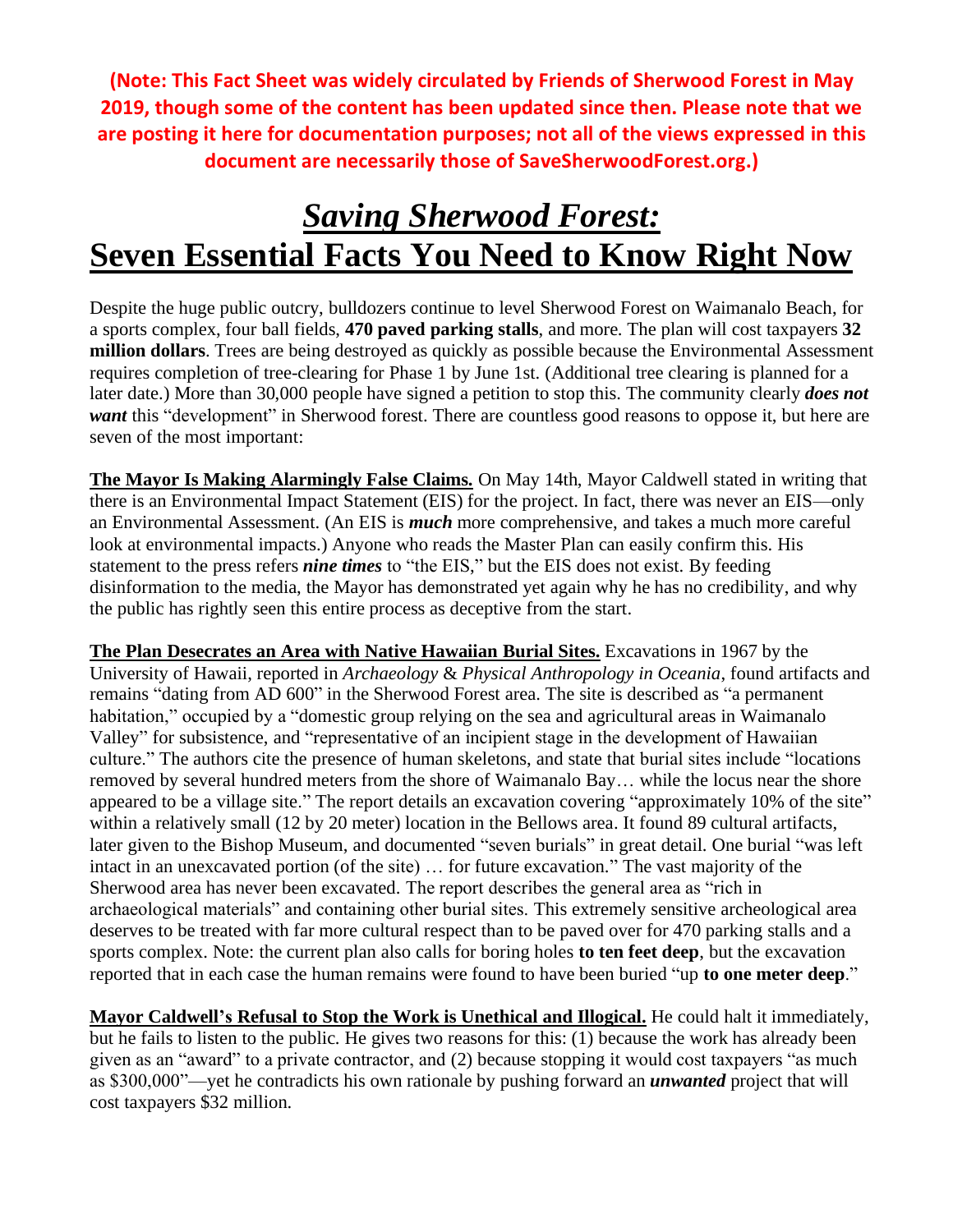**(Note: This Fact Sheet was widely circulated by Friends of Sherwood Forest in May 2019, though some of the content has been updated since then. Please note that we are posting it here for documentation purposes; not all of the views expressed in this document are necessarily those of SaveSherwoodForest.org.)**

# ***Saving Sherwood Forest:***
# **Seven Essential Facts You Need to Know Right Now**

Despite the huge public outcry, bulldozers continue to level Sherwood Forest on Waimanalo Beach, for a sports complex, four ball fields, **470 paved parking stalls**, and more. The plan will cost taxpayers **32 million dollars**. Trees are being destroyed as quickly as possible because the Environmental Assessment requires completion of tree-clearing for Phase 1 by June 1st. (Additional tree clearing is planned for a later date.) More than 30,000 people have signed a petition to stop this. The community clearly ***does not want*** this "development" in Sherwood forest. There are countless good reasons to oppose it, but here are seven of the most important:

**The Mayor Is Making Alarmingly False Claims.** On May 14th, Mayor Caldwell stated in writing that there is an Environmental Impact Statement (EIS) for the project. In fact, there was never an EIS—only an Environmental Assessment. (An EIS is ***much*** more comprehensive, and takes a much more careful look at environmental impacts.) Anyone who reads the Master Plan can easily confirm this. His statement to the press refers ***nine times*** to "the EIS," but the EIS does not exist. By feeding disinformation to the media, the Mayor has demonstrated yet again why he has no credibility, and why the public has rightly seen this entire process as deceptive from the start.

**The Plan Desecrates an Area with Native Hawaiian Burial Sites.** Excavations in 1967 by the University of Hawaii, reported in *Archaeology* & *Physical Anthropology in Oceania*, found artifacts and remains "dating from AD 600" in the Sherwood Forest area. The site is described as "a permanent habitation," occupied by a "domestic group relying on the sea and agricultural areas in Waimanalo Valley" for subsistence, and "representative of an incipient stage in the development of Hawaiian culture." The authors cite the presence of human skeletons, and state that burial sites include "locations removed by several hundred meters from the shore of Waimanalo Bay… while the locus near the shore appeared to be a village site." The report details an excavation covering "approximately 10% of the site" within a relatively small (12 by 20 meter) location in the Bellows area. It found 89 cultural artifacts, later given to the Bishop Museum, and documented "seven burials" in great detail. One burial "was left intact in an unexcavated portion (of the site) … for future excavation." The vast majority of the Sherwood area has never been excavated. The report describes the general area as "rich in archaeological materials" and containing other burial sites. This extremely sensitive archeological area deserves to be treated with far more cultural respect than to be paved over for 470 parking stalls and a sports complex. Note: the current plan also calls for boring holes **to ten feet deep**, but the excavation reported that in each case the human remains were found to have been buried "up **to one meter deep**."

**Mayor Caldwell's Refusal to Stop the Work is Unethical and Illogical.** He could halt it immediately, but he fails to listen to the public. He gives two reasons for this: (1) because the work has already been given as an "award" to a private contractor, and (2) because stopping it would cost taxpayers "as much as $300,000"—yet he contradicts his own rationale by pushing forward an ***unwanted*** project that will cost taxpayers $32 million.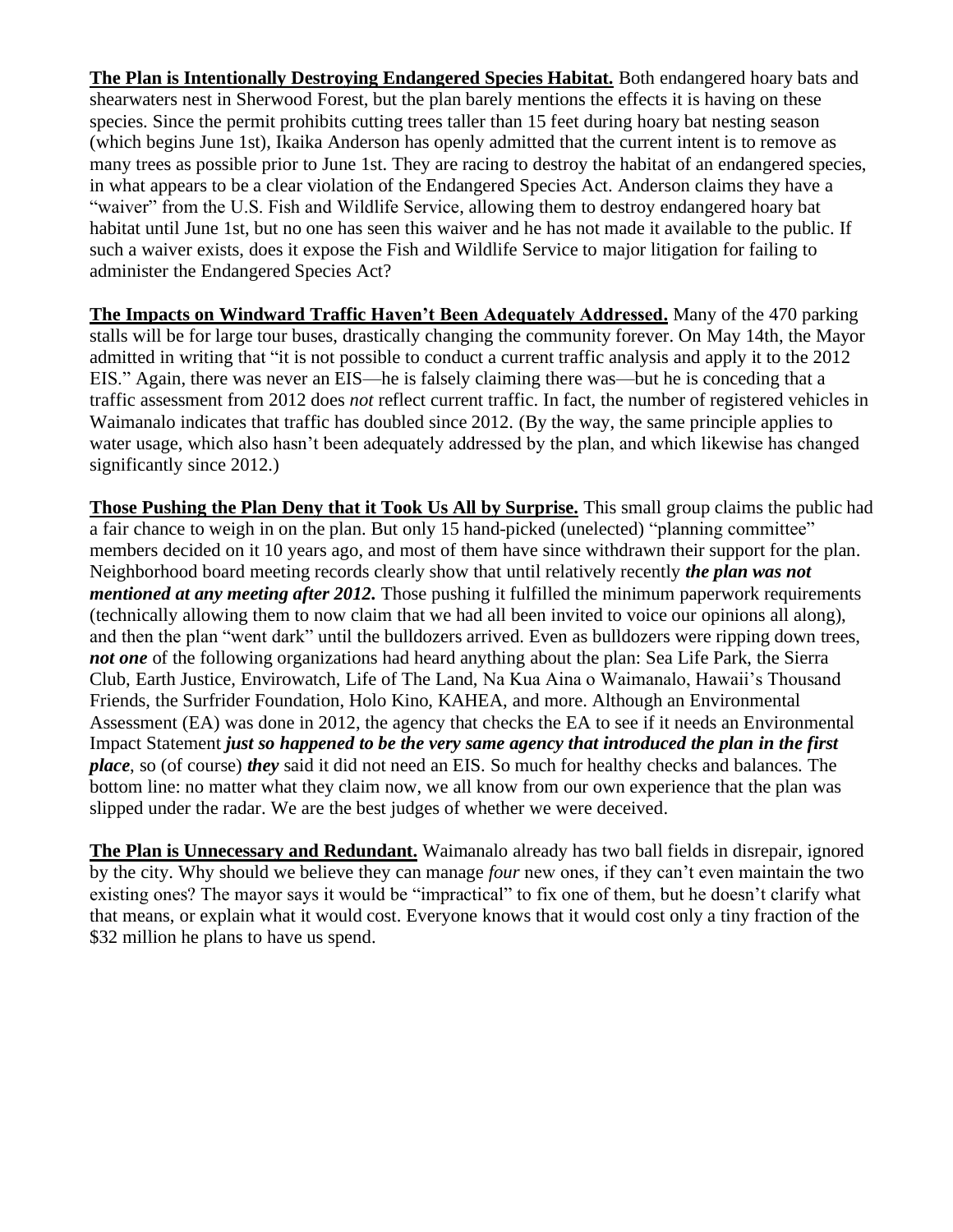**The Plan is Intentionally Destroying Endangered Species Habitat.** Both endangered hoary bats and shearwaters nest in Sherwood Forest, but the plan barely mentions the effects it is having on these species. Since the permit prohibits cutting trees taller than 15 feet during hoary bat nesting season (which begins June 1st), Ikaika Anderson has openly admitted that the current intent is to remove as many trees as possible prior to June 1st. They are racing to destroy the habitat of an endangered species, in what appears to be a clear violation of the Endangered Species Act. Anderson claims they have a "waiver" from the U.S. Fish and Wildlife Service, allowing them to destroy endangered hoary bat habitat until June 1st, but no one has seen this waiver and he has not made it available to the public. If such a waiver exists, does it expose the Fish and Wildlife Service to major litigation for failing to administer the Endangered Species Act?

**The Impacts on Windward Traffic Haven't Been Adequately Addressed.** Many of the 470 parking stalls will be for large tour buses, drastically changing the community forever. On May 14th, the Mayor admitted in writing that "it is not possible to conduct a current traffic analysis and apply it to the 2012 EIS." Again, there was never an EIS—he is falsely claiming there was—but he is conceding that a traffic assessment from 2012 does *not* reflect current traffic. In fact, the number of registered vehicles in Waimanalo indicates that traffic has doubled since 2012. (By the way, the same principle applies to water usage, which also hasn't been adequately addressed by the plan, and which likewise has changed significantly since 2012.)

**Those Pushing the Plan Deny that it Took Us All by Surprise.** This small group claims the public had a fair chance to weigh in on the plan. But only 15 hand-picked (unelected) "planning committee" members decided on it 10 years ago, and most of them have since withdrawn their support for the plan. Neighborhood board meeting records clearly show that until relatively recently ***the plan was not mentioned at any meeting after 2012.*** Those pushing it fulfilled the minimum paperwork requirements (technically allowing them to now claim that we had all been invited to voice our opinions all along), and then the plan "went dark" until the bulldozers arrived. Even as bulldozers were ripping down trees, ***not one*** of the following organizations had heard anything about the plan: Sea Life Park, the Sierra Club, Earth Justice, Envirowatch, Life of The Land, Na Kua Aina o Waimanalo, Hawaii's Thousand Friends, the Surfrider Foundation, Holo Kino, KAHEA, and more. Although an Environmental Assessment (EA) was done in 2012, the agency that checks the EA to see if it needs an Environmental Impact Statement ***just so happened to be the very same agency that introduced the plan in the first place***, so (of course) ***they*** said it did not need an EIS. So much for healthy checks and balances. The bottom line: no matter what they claim now, we all know from our own experience that the plan was slipped under the radar. We are the best judges of whether we were deceived.

**The Plan is Unnecessary and Redundant.** Waimanalo already has two ball fields in disrepair, ignored by the city. Why should we believe they can manage *four* new ones, if they can't even maintain the two existing ones? The mayor says it would be "impractical" to fix one of them, but he doesn't clarify what that means, or explain what it would cost. Everyone knows that it would cost only a tiny fraction of the \$32 million he plans to have us spend.